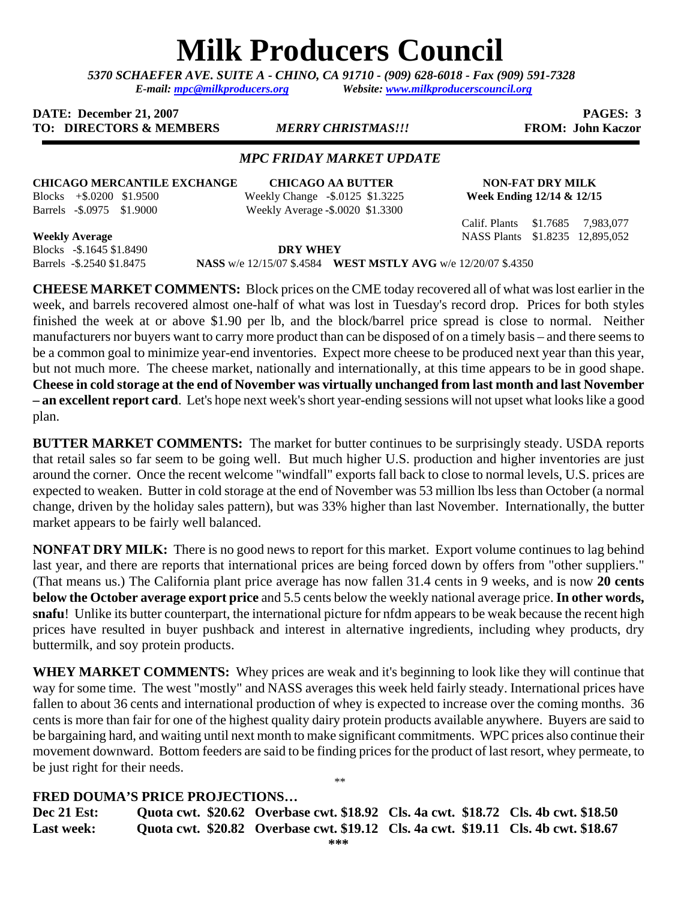# Milk Producers Council

*5370 SCHAEFER AVE. SUITE A - CHINO, CA 91710 - (909) 628-6018 - Fax (909) 591-7328*
*E-mail: mpc@milkproducers.org Website: www.milkproducerscouncil.org*

**DATE: December 21, 2007** **PAGES: 3**
**TO: DIRECTORS & MEMBERS** *MERRY CHRISTMAS!!!* **FROM: John Kaczor**

## *MPC FRIDAY MARKET UPDATE*

**CHICAGO MERCANTILE EXCHANGE**
Blocks +$.0200 $1.9500
Barrels -$.0975 $1.9000

**Weekly Average**
Blocks -$.1645 $1.8490
Barrels -$.2540 $1.8475

**CHICAGO AA BUTTER**
Weekly Change -$.0125 $1.3225
Weekly Average -$.0020 $1.3300

**NON-FAT DRY MILK**
**Week Ending 12/14 & 12/15**
Calif. Plants $1.7685 7,983,077
NASS Plants $1.8235 12,895,052

**DRY WHEY**
**NASS** w/e 12/15/07 $.4584 **WEST MSTLY AVG** w/e 12/20/07 $.4350

**CHEESE MARKET COMMENTS:** Block prices on the CME today recovered all of what was lost earlier in the week, and barrels recovered almost one-half of what was lost in Tuesday's record drop. Prices for both styles finished the week at or above $1.90 per lb, and the block/barrel price spread is close to normal. Neither manufacturers nor buyers want to carry more product than can be disposed of on a timely basis – and there seems to be a common goal to minimize year-end inventories. Expect more cheese to be produced next year than this year, but not much more. The cheese market, nationally and internationally, at this time appears to be in good shape. **Cheese in cold storage at the end of November was virtually unchanged from last month and last November – an excellent report card**. Let's hope next week's short year-ending sessions will not upset what looks like a good plan.

**BUTTER MARKET COMMENTS:** The market for butter continues to be surprisingly steady. USDA reports that retail sales so far seem to be going well. But much higher U.S. production and higher inventories are just around the corner. Once the recent welcome "windfall" exports fall back to close to normal levels, U.S. prices are expected to weaken. Butter in cold storage at the end of November was 53 million lbs less than October (a normal change, driven by the holiday sales pattern), but was 33% higher than last November. Internationally, the butter market appears to be fairly well balanced.

**NONFAT DRY MILK:** There is no good news to report for this market. Export volume continues to lag behind last year, and there are reports that international prices are being forced down by offers from "other suppliers." (That means us.) The California plant price average has now fallen 31.4 cents in 9 weeks, and is now **20 cents below the October average export price** and 5.5 cents below the weekly national average price. **In other words, snafu**! Unlike its butter counterpart, the international picture for nfdm appears to be weak because the recent high prices have resulted in buyer pushback and interest in alternative ingredients, including whey products, dry buttermilk, and soy protein products.

**WHEY MARKET COMMENTS:** Whey prices are weak and it's beginning to look like they will continue that way for some time. The west "mostly" and NASS averages this week held fairly steady. International prices have fallen to about 36 cents and international production of whey is expected to increase over the coming months. 36 cents is more than fair for one of the highest quality dairy protein products available anywhere. Buyers are said to be bargaining hard, and waiting until next month to make significant commitments. WPC prices also continue their movement downward. Bottom feeders are said to be finding prices for the product of last resort, whey permeate, to be just right for their needs.

**

**FRED DOUMA'S PRICE PROJECTIONS…**

| | | | | |
|---|---|---|---|---|
| **Dec 21 Est:** | **Quota cwt. $20.62** | **Overbase cwt. $18.92** | **Cls. 4a cwt. $18.72** | **Cls. 4b cwt. $18.50** |
| **Last week:** | **Quota cwt. $20.82** | **Overbase cwt. $19.12** | **Cls. 4a cwt. $19.11** | **Cls. 4b cwt. $18.67** |

***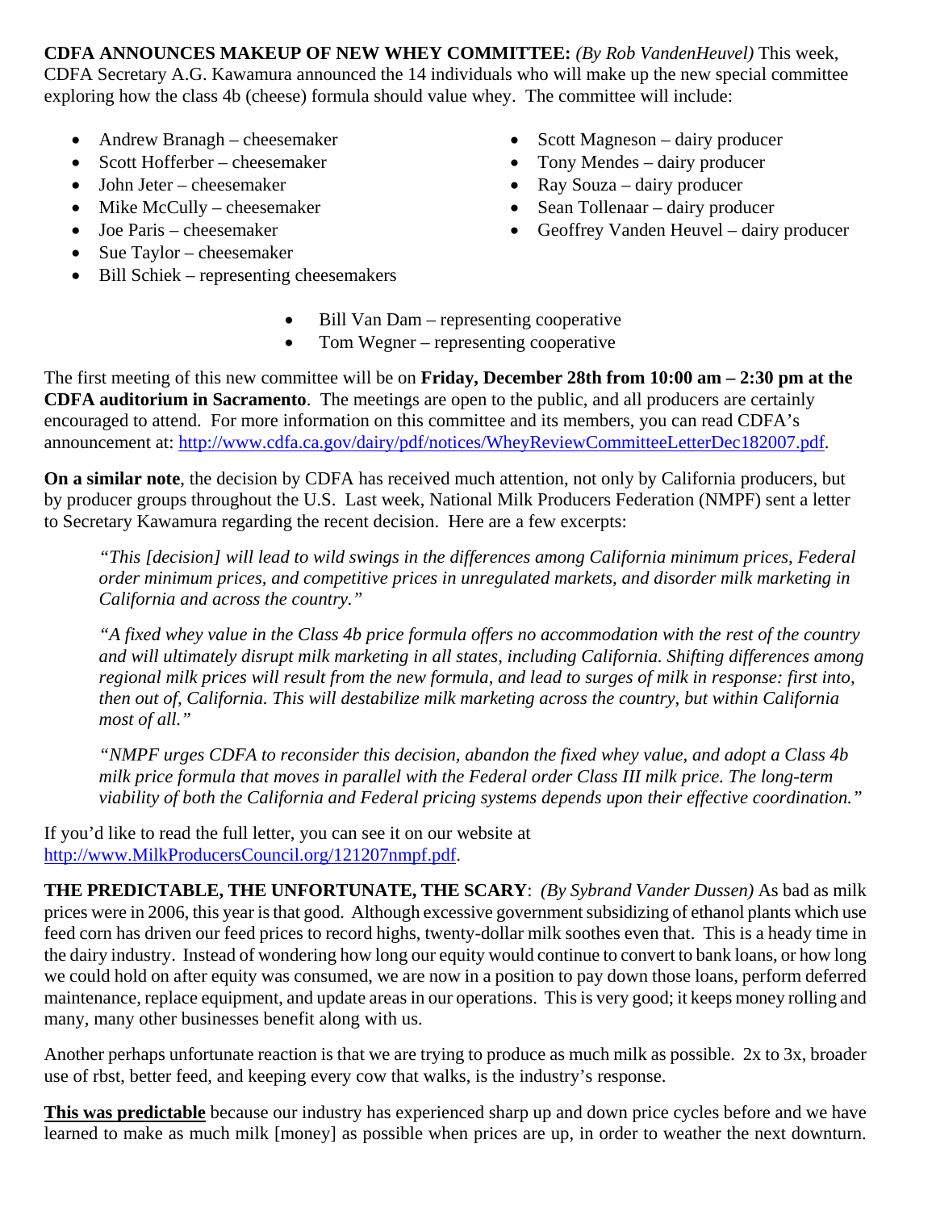**CDFA ANNOUNCES MAKEUP OF NEW WHEY COMMITTEE:** *(By Rob VandenHeuvel)* This week, CDFA Secretary A.G. Kawamura announced the 14 individuals who will make up the new special committee exploring how the class 4b (cheese) formula should value whey. The committee will include:

- Andrew Branagh – cheesemaker
- Scott Hofferber – cheesemaker
- John Jeter – cheesemaker
- Mike McCully – cheesemaker
- Joe Paris – cheesemaker
- Sue Taylor – cheesemaker
- Bill Schiek – representing cheesemakers
- Scott Magneson – dairy producer
- Tony Mendes – dairy producer
- Ray Souza – dairy producer
- Sean Tollenaar – dairy producer
- Geoffrey Vanden Heuvel – dairy producer
- Bill Van Dam – representing cooperative
- Tom Wegner – representing cooperative

The first meeting of this new committee will be on **Friday, December 28th from 10:00 am – 2:30 pm at the CDFA auditorium in Sacramento**. The meetings are open to the public, and all producers are certainly encouraged to attend. For more information on this committee and its members, you can read CDFA's announcement at: http://www.cdfa.ca.gov/dairy/pdf/notices/WheyReviewCommitteeLetterDec182007.pdf.

**On a similar note**, the decision by CDFA has received much attention, not only by California producers, but by producer groups throughout the U.S. Last week, National Milk Producers Federation (NMPF) sent a letter to Secretary Kawamura regarding the recent decision. Here are a few excerpts:

> *"This [decision] will lead to wild swings in the differences among California minimum prices, Federal order minimum prices, and competitive prices in unregulated markets, and disorder milk marketing in California and across the country."*
>
> *"A fixed whey value in the Class 4b price formula offers no accommodation with the rest of the country and will ultimately disrupt milk marketing in all states, including California. Shifting differences among regional milk prices will result from the new formula, and lead to surges of milk in response: first into, then out of, California. This will destabilize milk marketing across the country, but within California most of all."*
>
> *"NMPF urges CDFA to reconsider this decision, abandon the fixed whey value, and adopt a Class 4b milk price formula that moves in parallel with the Federal order Class III milk price. The long-term viability of both the California and Federal pricing systems depends upon their effective coordination."*

If you'd like to read the full letter, you can see it on our website at http://www.MilkProducersCouncil.org/121207nmpf.pdf.

**THE PREDICTABLE, THE UNFORTUNATE, THE SCARY**: *(By Sybrand Vander Dussen)* As bad as milk prices were in 2006, this year is that good. Although excessive government subsidizing of ethanol plants which use feed corn has driven our feed prices to record highs, twenty-dollar milk soothes even that. This is a heady time in the dairy industry. Instead of wondering how long our equity would continue to convert to bank loans, or how long we could hold on after equity was consumed, we are now in a position to pay down those loans, perform deferred maintenance, replace equipment, and update areas in our operations. This is very good; it keeps money rolling and many, many other businesses benefit along with us.

Another perhaps unfortunate reaction is that we are trying to produce as much milk as possible. 2x to 3x, broader use of rbst, better feed, and keeping every cow that walks, is the industry's response.

**This was predictable** because our industry has experienced sharp up and down price cycles before and we have learned to make as much milk [money] as possible when prices are up, in order to weather the next downturn.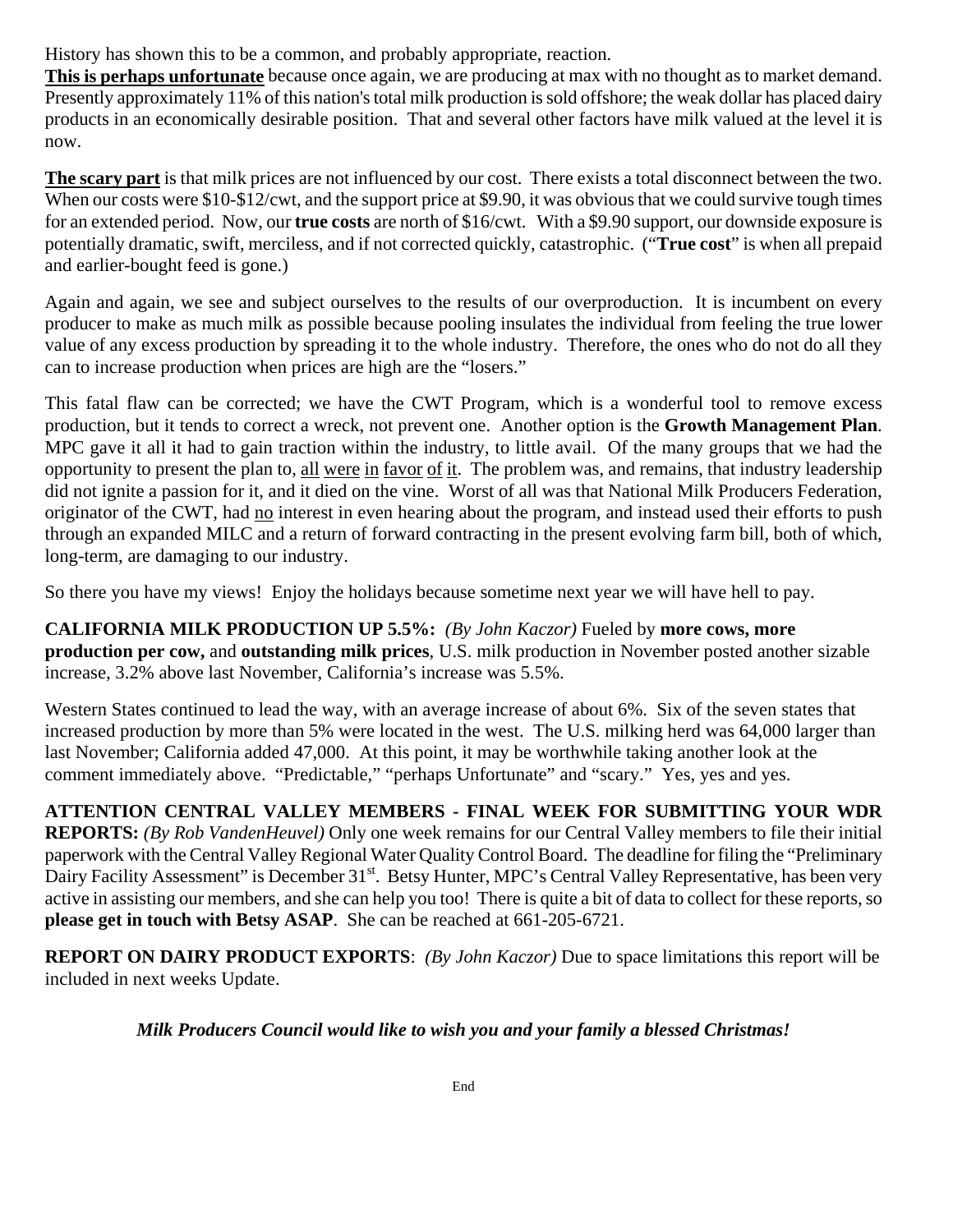History has shown this to be a common, and probably appropriate, reaction.

**This is perhaps unfortunate** because once again, we are producing at max with no thought as to market demand. Presently approximately 11% of this nation's total milk production is sold offshore; the weak dollar has placed dairy products in an economically desirable position. That and several other factors have milk valued at the level it is now.

**The scary part** is that milk prices are not influenced by our cost. There exists a total disconnect between the two. When our costs were $10-$12/cwt, and the support price at $9.90, it was obvious that we could survive tough times for an extended period. Now, our **true costs** are north of $16/cwt. With a $9.90 support, our downside exposure is potentially dramatic, swift, merciless, and if not corrected quickly, catastrophic. ("**True cost**" is when all prepaid and earlier-bought feed is gone.)

Again and again, we see and subject ourselves to the results of our overproduction. It is incumbent on every producer to make as much milk as possible because pooling insulates the individual from feeling the true lower value of any excess production by spreading it to the whole industry. Therefore, the ones who do not do all they can to increase production when prices are high are the "losers."

This fatal flaw can be corrected; we have the CWT Program, which is a wonderful tool to remove excess production, but it tends to correct a wreck, not prevent one. Another option is the **Growth Management Plan**. MPC gave it all it had to gain traction within the industry, to little avail. Of the many groups that we had the opportunity to present the plan to, all were in favor of it. The problem was, and remains, that industry leadership did not ignite a passion for it, and it died on the vine. Worst of all was that National Milk Producers Federation, originator of the CWT, had no interest in even hearing about the program, and instead used their efforts to push through an expanded MILC and a return of forward contracting in the present evolving farm bill, both of which, long-term, are damaging to our industry.

So there you have my views! Enjoy the holidays because sometime next year we will have hell to pay.

**CALIFORNIA MILK PRODUCTION UP 5.5%:** *(By John Kaczor)* Fueled by **more cows, more production per cow,** and **outstanding milk prices**, U.S. milk production in November posted another sizable increase, 3.2% above last November, California's increase was 5.5%.

Western States continued to lead the way, with an average increase of about 6%. Six of the seven states that increased production by more than 5% were located in the west. The U.S. milking herd was 64,000 larger than last November; California added 47,000. At this point, it may be worthwhile taking another look at the comment immediately above. "Predictable," "perhaps Unfortunate" and "scary." Yes, yes and yes.

**ATTENTION CENTRAL VALLEY MEMBERS - FINAL WEEK FOR SUBMITTING YOUR WDR REPORTS:** *(By Rob VandenHeuvel)* Only one week remains for our Central Valley members to file their initial paperwork with the Central Valley Regional Water Quality Control Board. The deadline for filing the "Preliminary Dairy Facility Assessment" is December 31st. Betsy Hunter, MPC's Central Valley Representative, has been very active in assisting our members, and she can help you too! There is quite a bit of data to collect for these reports, so **please get in touch with Betsy ASAP**. She can be reached at 661-205-6721.

**REPORT ON DAIRY PRODUCT EXPORTS**: *(By John Kaczor)* Due to space limitations this report will be included in next weeks Update.

***Milk Producers Council would like to wish you and your family a blessed Christmas!***

End